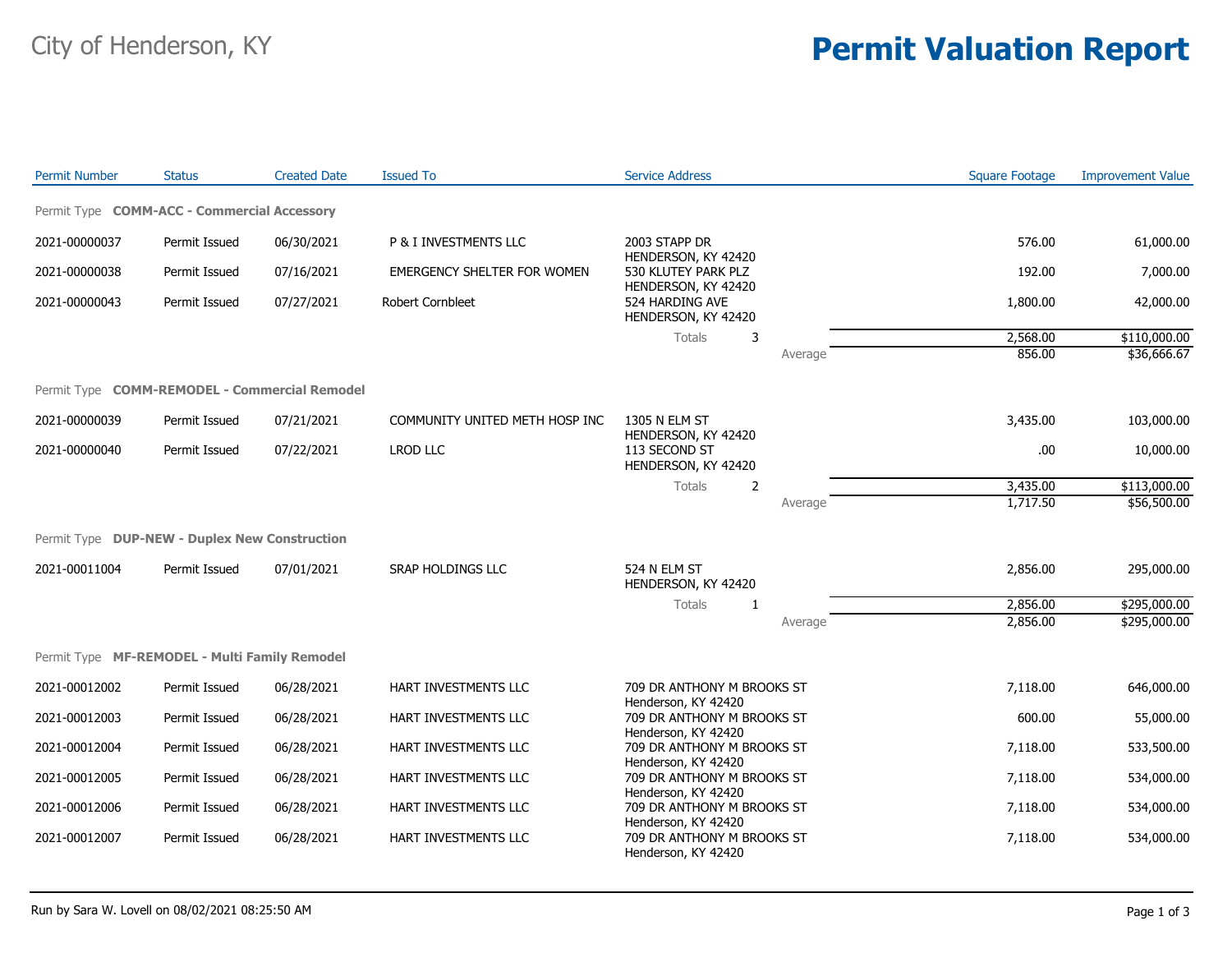City of Henderson, KY

# Permit Valuation Report

| Permit Number | Status | Created Date | Issued To | Service Address | Square Footage | Improvement Value |
|---|---|---|---|---|---|---|
| **Permit Type COMM-ACC - Commercial Accessory** | | | | | | |
| 2021-00000037 | Permit Issued | 06/30/2021 | P & I INVESTMENTS LLC | 2003 STAPP DR HENDERSON, KY 42420 | 576.00 | 61,000.00 |
| 2021-00000038 | Permit Issued | 07/16/2021 | EMERGENCY SHELTER FOR WOMEN | 530 KLUTEY PARK PLZ HENDERSON, KY 42420 | 192.00 | 7,000.00 |
| 2021-00000043 | Permit Issued | 07/27/2021 | Robert Cornbleet | 524 HARDING AVE HENDERSON, KY 42420 | 1,800.00 | 42,000.00 |
| | | | | Totals 3 | 2,568.00 | $110,000.00 |
| | | | | Average | 856.00 | $36,666.67 |
| **Permit Type COMM-REMODEL - Commercial Remodel** | | | | | | |
| 2021-00000039 | Permit Issued | 07/21/2021 | COMMUNITY UNITED METH HOSP INC | 1305 N ELM ST HENDERSON, KY 42420 | 3,435.00 | 103,000.00 |
| 2021-00000040 | Permit Issued | 07/22/2021 | LROD LLC | 113 SECOND ST HENDERSON, KY 42420 | .00 | 10,000.00 |
| | | | | Totals 2 | 3,435.00 | $113,000.00 |
| | | | | Average | 1,717.50 | $56,500.00 |
| **Permit Type DUP-NEW - Duplex New Construction** | | | | | | |
| 2021-00011004 | Permit Issued | 07/01/2021 | SRAP HOLDINGS LLC | 524 N ELM ST HENDERSON, KY 42420 | 2,856.00 | 295,000.00 |
| | | | | Totals 1 | 2,856.00 | $295,000.00 |
| | | | | Average | 2,856.00 | $295,000.00 |
| **Permit Type MF-REMODEL - Multi Family Remodel** | | | | | | |
| 2021-00012002 | Permit Issued | 06/28/2021 | HART INVESTMENTS LLC | 709 DR ANTHONY M BROOKS ST Henderson, KY 42420 | 7,118.00 | 646,000.00 |
| 2021-00012003 | Permit Issued | 06/28/2021 | HART INVESTMENTS LLC | 709 DR ANTHONY M BROOKS ST Henderson, KY 42420 | 600.00 | 55,000.00 |
| 2021-00012004 | Permit Issued | 06/28/2021 | HART INVESTMENTS LLC | 709 DR ANTHONY M BROOKS ST Henderson, KY 42420 | 7,118.00 | 533,500.00 |
| 2021-00012005 | Permit Issued | 06/28/2021 | HART INVESTMENTS LLC | 709 DR ANTHONY M BROOKS ST Henderson, KY 42420 | 7,118.00 | 534,000.00 |
| 2021-00012006 | Permit Issued | 06/28/2021 | HART INVESTMENTS LLC | 709 DR ANTHONY M BROOKS ST Henderson, KY 42420 | 7,118.00 | 534,000.00 |
| 2021-00012007 | Permit Issued | 06/28/2021 | HART INVESTMENTS LLC | 709 DR ANTHONY M BROOKS ST Henderson, KY 42420 | 7,118.00 | 534,000.00 |

Run by Sara W. Lovell on 08/02/2021 08:25:50 AM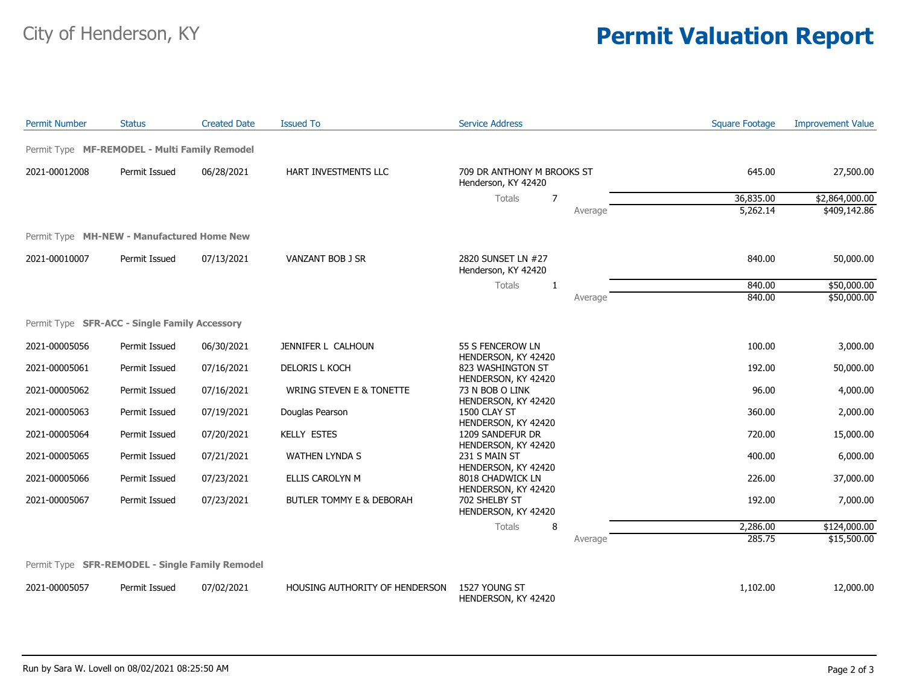# City of Henderson, KY

# Permit Valuation Report

| Permit Number | Status | Created Date | Issued To | Service Address | | Square Footage | Improvement Value |
|---|---|---|---|---|---|---|---|
| **Permit Type MF-REMODEL - Multi Family Remodel** | | | | | | | |
| 2021-00012008 | Permit Issued | 06/28/2021 | HART INVESTMENTS LLC | 709 DR ANTHONY M BROOKS ST Henderson, KY 42420 | | 645.00 | 27,500.00 |
| | | | | Totals | 7 | 36,835.00 | $2,864,000.00 |
| | | | | | Average | 5,262.14 | $409,142.86 |
| **Permit Type MH-NEW - Manufactured Home New** | | | | | | | |
| 2021-00010007 | Permit Issued | 07/13/2021 | VANZANT BOB J SR | 2820 SUNSET LN #27 Henderson, KY 42420 | | 840.00 | 50,000.00 |
| | | | | Totals | 1 | 840.00 | $50,000.00 |
| | | | | | Average | 840.00 | $50,000.00 |
| **Permit Type SFR-ACC - Single Family Accessory** | | | | | | | |
| 2021-00005056 | Permit Issued | 06/30/2021 | JENNIFER L CALHOUN | 55 S FENCEROW LN HENDERSON, KY 42420 | | 100.00 | 3,000.00 |
| 2021-00005061 | Permit Issued | 07/16/2021 | DELORIS L KOCH | 823 WASHINGTON ST HENDERSON, KY 42420 | | 192.00 | 50,000.00 |
| 2021-00005062 | Permit Issued | 07/16/2021 | WRING STEVEN E & TONETTE | 73 N BOB O LINK HENDERSON, KY 42420 | | 96.00 | 4,000.00 |
| 2021-00005063 | Permit Issued | 07/19/2021 | Douglas Pearson | 1500 CLAY ST HENDERSON, KY 42420 | | 360.00 | 2,000.00 |
| 2021-00005064 | Permit Issued | 07/20/2021 | KELLY ESTES | 1209 SANDEFUR DR HENDERSON, KY 42420 | | 720.00 | 15,000.00 |
| 2021-00005065 | Permit Issued | 07/21/2021 | WATHEN LYNDA S | 231 S MAIN ST HENDERSON, KY 42420 | | 400.00 | 6,000.00 |
| 2021-00005066 | Permit Issued | 07/23/2021 | ELLIS CAROLYN M | 8018 CHADWICK LN HENDERSON, KY 42420 | | 226.00 | 37,000.00 |
| 2021-00005067 | Permit Issued | 07/23/2021 | BUTLER TOMMY E & DEBORAH | 702 SHELBY ST HENDERSON, KY 42420 | | 192.00 | 7,000.00 |
| | | | | Totals | 8 | 2,286.00 | $124,000.00 |
| | | | | | Average | 285.75 | $15,500.00 |
| **Permit Type SFR-REMODEL - Single Family Remodel** | | | | | | | |
| 2021-00005057 | Permit Issued | 07/02/2021 | HOUSING AUTHORITY OF HENDERSON | 1527 YOUNG ST HENDERSON, KY 42420 | | 1,102.00 | 12,000.00 |

Run by Sara W. Lovell on 08/02/2021 08:25:50 AM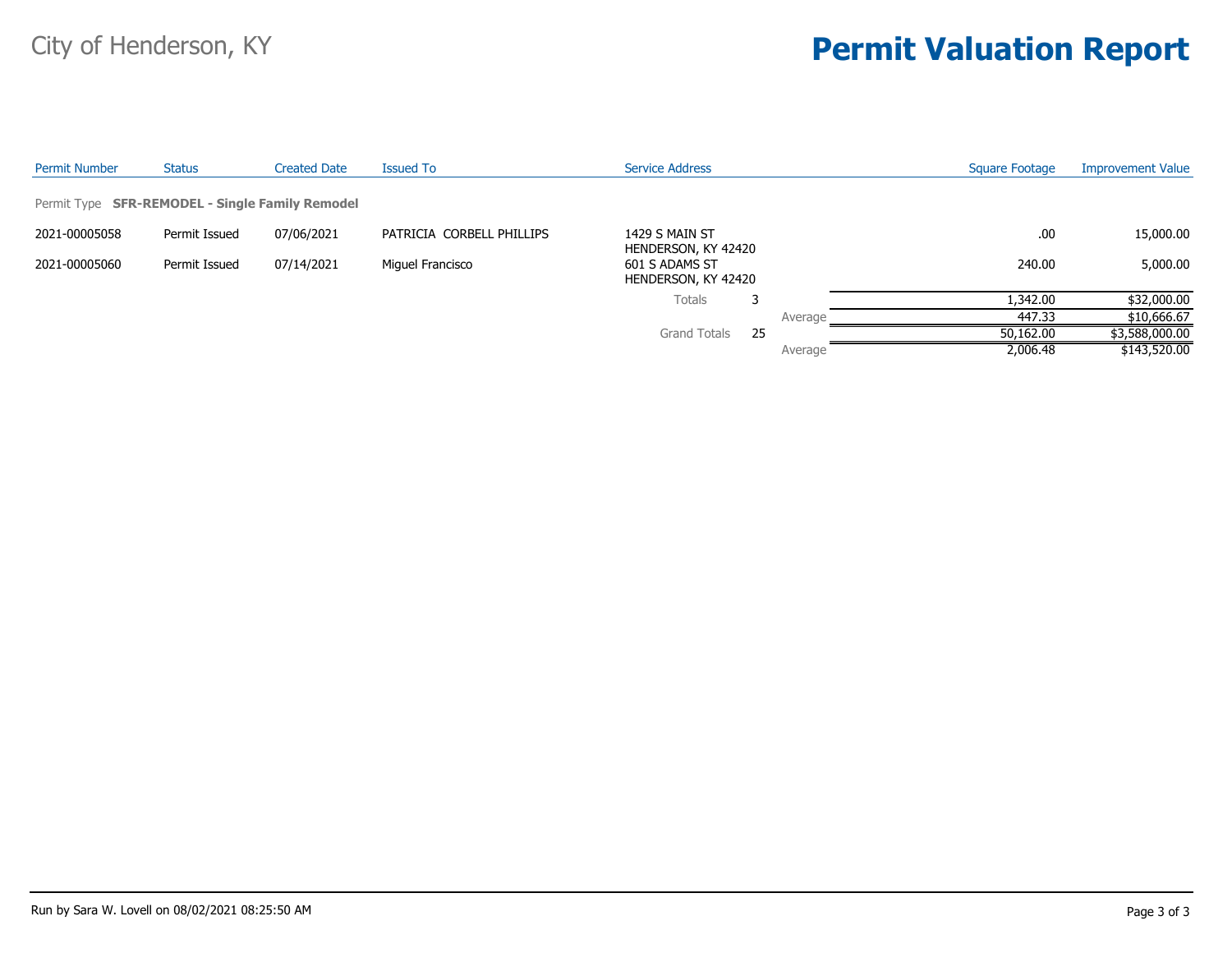City of Henderson, KY

# Permit Valuation Report

| Permit Number | Status | Created Date | Issued To | Service Address | | | Square Footage | Improvement Value |
|---|---|---|---|---|---|---|---|---|
| Permit Type **SFR-REMODEL - Single Family Remodel** | | | | | | | | |
| 2021-00005058 | Permit Issued | 07/06/2021 | PATRICIA CORBELL PHILLIPS | 1429 S MAIN ST HENDERSON, KY 42420 | | | .00 | 15,000.00 |
| 2021-00005060 | Permit Issued | 07/14/2021 | Miguel Francisco | 601 S ADAMS ST HENDERSON, KY 42420 | | | 240.00 | 5,000.00 |
| | | | | Totals | 3 | | 1,342.00 | $32,000.00 |
| | | | | | | Average | 447.33 | $10,666.67 |
| | | | | Grand Totals | 25 | | 50,162.00 | $3,588,000.00 |
| | | | | | | Average | 2,006.48 | $143,520.00 |

Run by Sara W. Lovell on 08/02/2021 08:25:50 AM